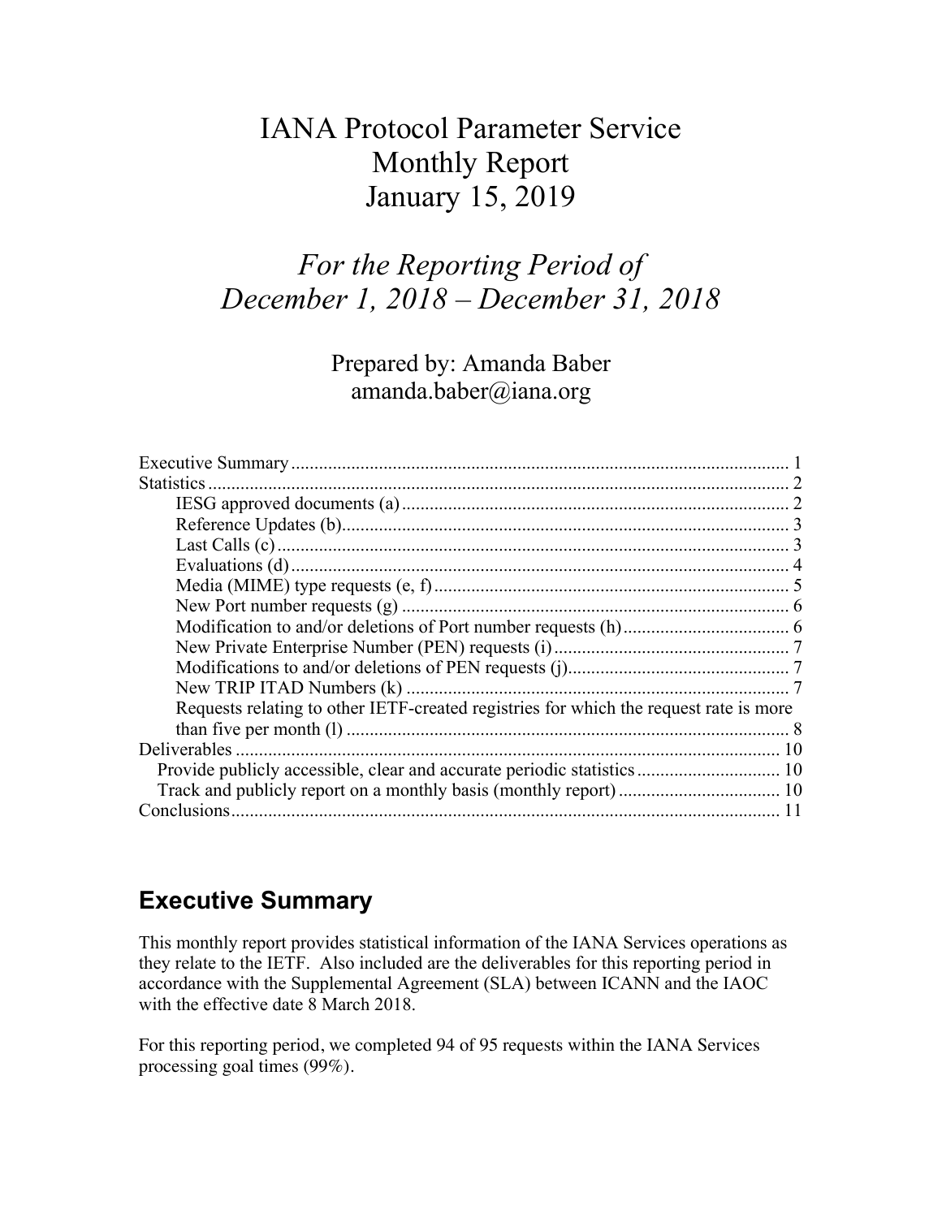# IANA Protocol Parameter Service
# Monthly Report
# January 15, 2019

## *For the Reporting Period of December 1, 2018 – December 31, 2018*

Prepared by: Amanda Baber
amanda.baber@iana.org

- Executive Summary ..... 1
- Statistics ..... 2
  - IESG approved documents (a) ..... 2
  - Reference Updates (b) ..... 3
  - Last Calls (c) ..... 3
  - Evaluations (d) ..... 4
  - Media (MIME) type requests (e, f) ..... 5
  - New Port number requests (g) ..... 6
  - Modification to and/or deletions of Port number requests (h) ..... 6
  - New Private Enterprise Number (PEN) requests (i) ..... 7
  - Modifications to and/or deletions of PEN requests (j) ..... 7
  - New TRIP ITAD Numbers (k) ..... 7
  - Requests relating to other IETF-created registries for which the request rate is more than five per month (l) ..... 8
- Deliverables ..... 10
  - Provide publicly accessible, clear and accurate periodic statistics ..... 10
  - Track and publicly report on a monthly basis (monthly report) ..... 10
- Conclusions ..... 11

## Executive Summary

This monthly report provides statistical information of the IANA Services operations as they relate to the IETF. Also included are the deliverables for this reporting period in accordance with the Supplemental Agreement (SLA) between ICANN and the IAOC with the effective date 8 March 2018.

For this reporting period, we completed 94 of 95 requests within the IANA Services processing goal times (99%).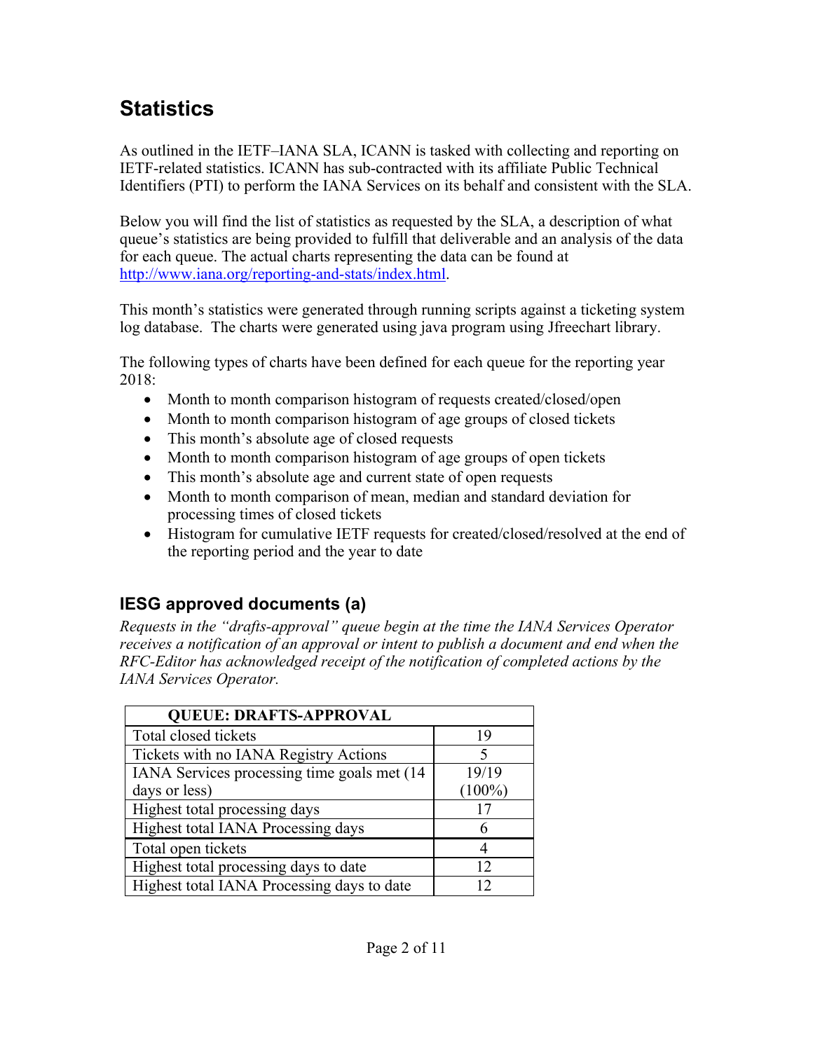# Statistics

As outlined in the IETF–IANA SLA, ICANN is tasked with collecting and reporting on IETF-related statistics. ICANN has sub-contracted with its affiliate Public Technical Identifiers (PTI) to perform the IANA Services on its behalf and consistent with the SLA.

Below you will find the list of statistics as requested by the SLA, a description of what queue's statistics are being provided to fulfill that deliverable and an analysis of the data for each queue. The actual charts representing the data can be found at [http://www.iana.org/reporting-and-stats/index.html](http://www.iana.org/reporting-and-stats/index.html).

This month's statistics were generated through running scripts against a ticketing system log database. The charts were generated using java program using Jfreechart library.

The following types of charts have been defined for each queue for the reporting year 2018:

- Month to month comparison histogram of requests created/closed/open
- Month to month comparison histogram of age groups of closed tickets
- This month's absolute age of closed requests
- Month to month comparison histogram of age groups of open tickets
- This month's absolute age and current state of open requests
- Month to month comparison of mean, median and standard deviation for processing times of closed tickets
- Histogram for cumulative IETF requests for created/closed/resolved at the end of the reporting period and the year to date

## IESG approved documents (a)

*Requests in the "drafts-approval" queue begin at the time the IANA Services Operator receives a notification of an approval or intent to publish a document and end when the RFC-Editor has acknowledged receipt of the notification of completed actions by the IANA Services Operator.*

| QUEUE: DRAFTS-APPROVAL | |
|---|---|
| Total closed tickets | 19 |
| Tickets with no IANA Registry Actions | 5 |
| IANA Services processing time goals met (14 days or less) | 19/19 (100%) |
| Highest total processing days | 17 |
| Highest total IANA Processing days | 6 |
| Total open tickets | 4 |
| Highest total processing days to date | 12 |
| Highest total IANA Processing days to date | 12 |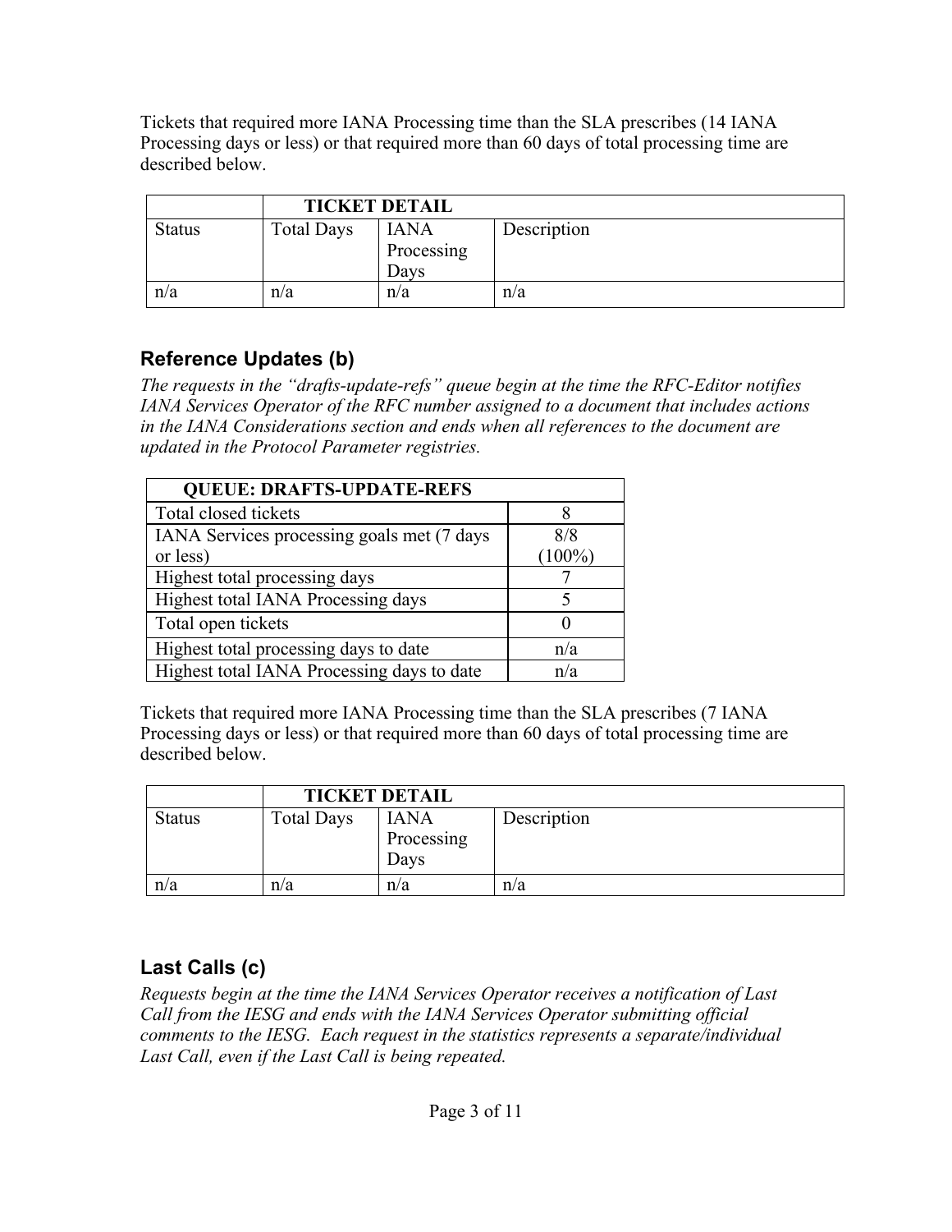Tickets that required more IANA Processing time than the SLA prescribes (14 IANA Processing days or less) or that required more than 60 days of total processing time are described below.

| | TICKET DETAIL | | |
|---|---|---|---|
| Status | Total Days | IANA Processing Days | Description |
| n/a | n/a | n/a | n/a |

## Reference Updates (b)

*The requests in the "drafts-update-refs" queue begin at the time the RFC-Editor notifies IANA Services Operator of the RFC number assigned to a document that includes actions in the IANA Considerations section and ends when all references to the document are updated in the Protocol Parameter registries.*

| QUEUE: DRAFTS-UPDATE-REFS | |
|---|---|
| Total closed tickets | 8 |
| IANA Services processing goals met (7 days or less) | 8/8 (100%) |
| Highest total processing days | 7 |
| Highest total IANA Processing days | 5 |
| Total open tickets | 0 |
| Highest total processing days to date | n/a |
| Highest total IANA Processing days to date | n/a |

Tickets that required more IANA Processing time than the SLA prescribes (7 IANA Processing days or less) or that required more than 60 days of total processing time are described below.

| | TICKET DETAIL | | |
|---|---|---|---|
| Status | Total Days | IANA Processing Days | Description |
| n/a | n/a | n/a | n/a |

## Last Calls (c)

*Requests begin at the time the IANA Services Operator receives a notification of Last Call from the IESG and ends with the IANA Services Operator submitting official comments to the IESG. Each request in the statistics represents a separate/individual Last Call, even if the Last Call is being repeated.*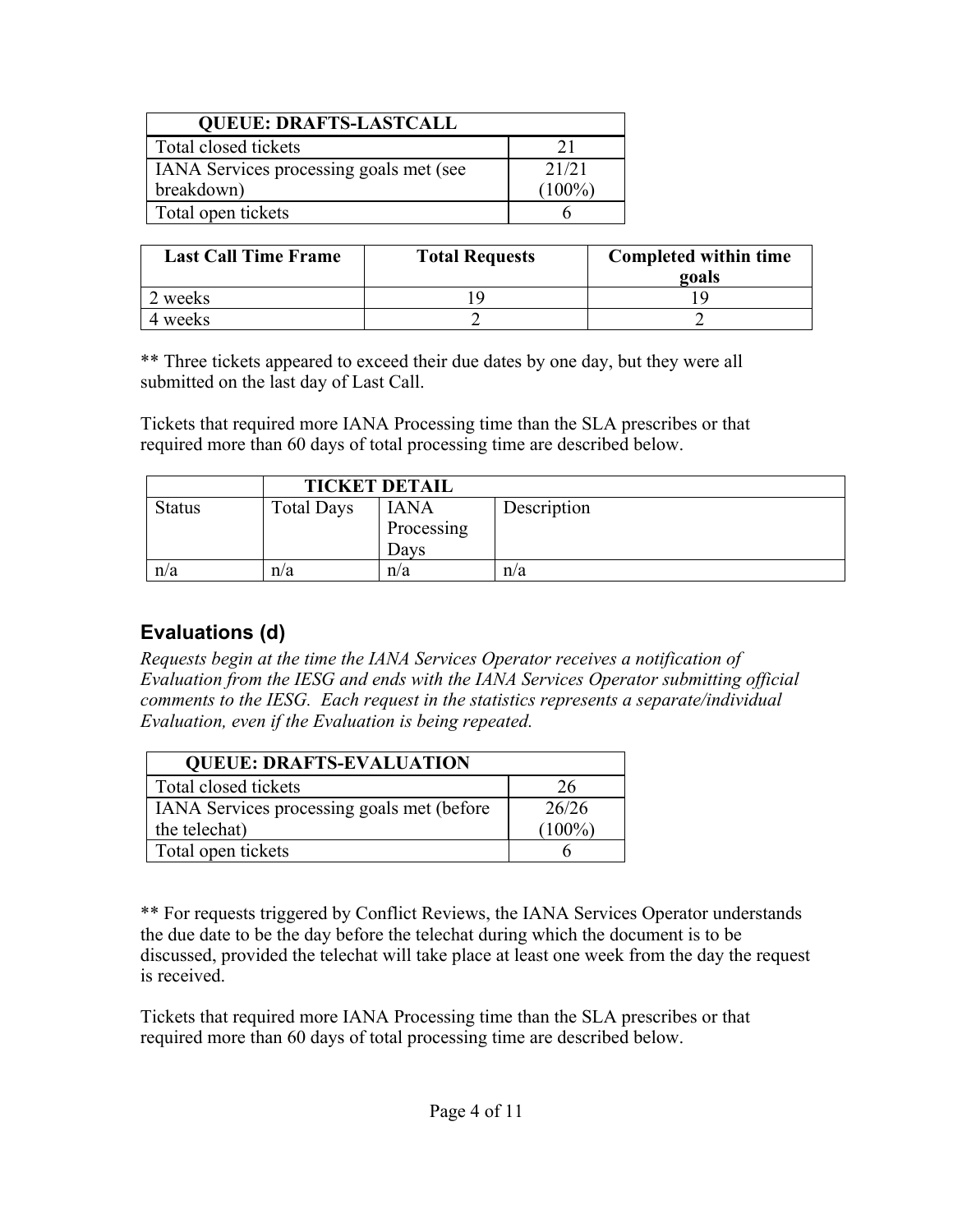| QUEUE: DRAFTS-LASTCALL | |
| --- | --- |
| Total closed tickets | 21 |
| IANA Services processing goals met (see breakdown) | 21/21 (100%) |
| Total open tickets | 6 |

| Last Call Time Frame | Total Requests | Completed within time goals |
| --- | --- | --- |
| 2 weeks | 19 | 19 |
| 4 weeks | 2 | 2 |

** Three tickets appeared to exceed their due dates by one day, but they were all submitted on the last day of Last Call.

Tickets that required more IANA Processing time than the SLA prescribes or that required more than 60 days of total processing time are described below.

| | TICKET DETAIL | | |
| --- | --- | --- | --- |
| Status | Total Days | IANA Processing Days | Description |
| n/a | n/a | n/a | n/a |

## Evaluations (d)

*Requests begin at the time the IANA Services Operator receives a notification of Evaluation from the IESG and ends with the IANA Services Operator submitting official comments to the IESG. Each request in the statistics represents a separate/individual Evaluation, even if the Evaluation is being repeated.*

| QUEUE: DRAFTS-EVALUATION | |
| --- | --- |
| Total closed tickets | 26 |
| IANA Services processing goals met (before the telechat) | 26/26 (100%) |
| Total open tickets | 6 |

** For requests triggered by Conflict Reviews, the IANA Services Operator understands the due date to be the day before the telechat during which the document is to be discussed, provided the telechat will take place at least one week from the day the request is received.

Tickets that required more IANA Processing time than the SLA prescribes or that required more than 60 days of total processing time are described below.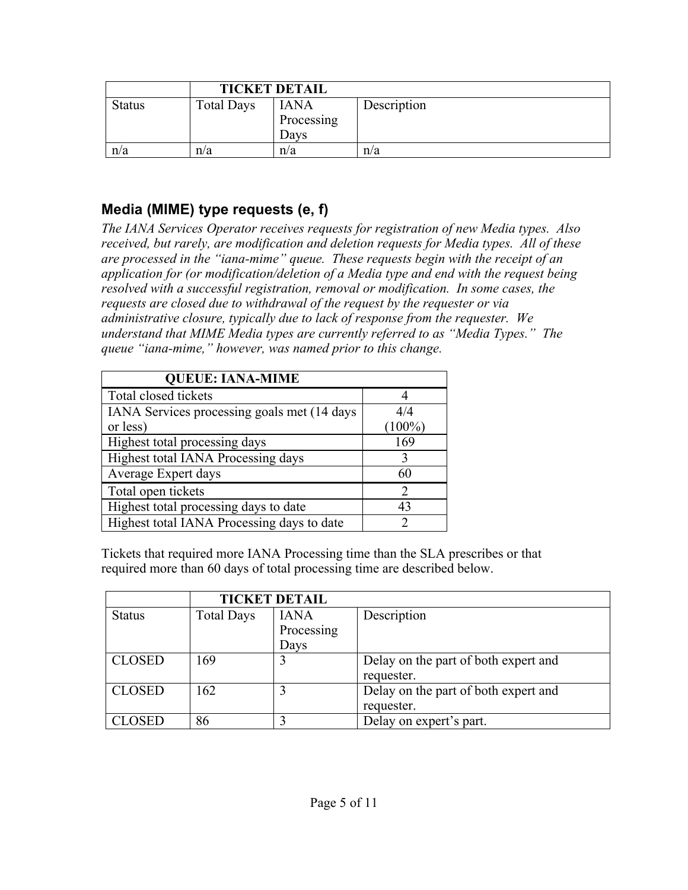| | TICKET DETAIL | | |
|---|---|---|---|
| Status | Total Days | IANA Processing Days | Description |
| n/a | n/a | n/a | n/a |

## Media (MIME) type requests (e, f)

*The IANA Services Operator receives requests for registration of new Media types. Also received, but rarely, are modification and deletion requests for Media types. All of these are processed in the "iana-mime" queue. These requests begin with the receipt of an application for (or modification/deletion of a Media type and end with the request being resolved with a successful registration, removal or modification. In some cases, the requests are closed due to withdrawal of the request by the requester or via administrative closure, typically due to lack of response from the requester. We understand that MIME Media types are currently referred to as "Media Types." The queue "iana-mime," however, was named prior to this change.*

| QUEUE: IANA-MIME | |
|---|---|
| Total closed tickets | 4 |
| IANA Services processing goals met (14 days or less) | 4/4 (100%) |
| Highest total processing days | 169 |
| Highest total IANA Processing days | 3 |
| Average Expert days | 60 |
| Total open tickets | 2 |
| Highest total processing days to date | 43 |
| Highest total IANA Processing days to date | 2 |

Tickets that required more IANA Processing time than the SLA prescribes or that required more than 60 days of total processing time are described below.

| | TICKET DETAIL | | |
|---|---|---|---|
| Status | Total Days | IANA Processing Days | Description |
| CLOSED | 169 | 3 | Delay on the part of both expert and requester. |
| CLOSED | 162 | 3 | Delay on the part of both expert and requester. |
| CLOSED | 86 | 3 | Delay on expert's part. |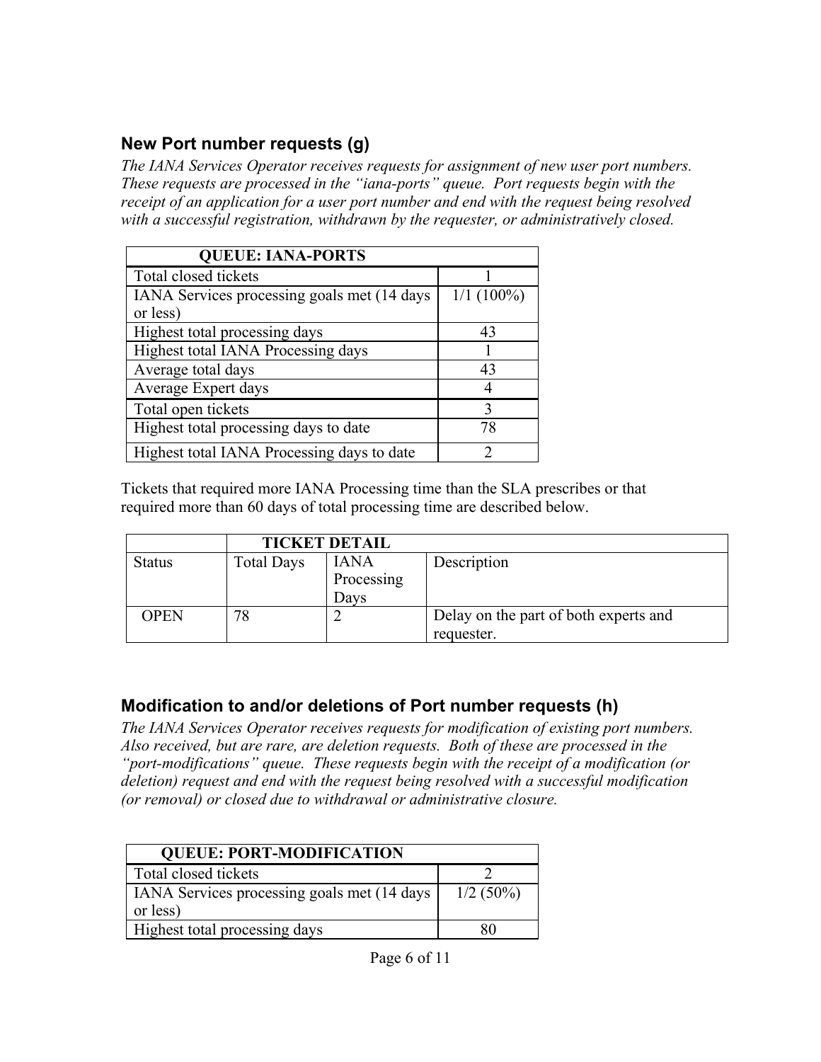## New Port number requests (g)

*The IANA Services Operator receives requests for assignment of new user port numbers. These requests are processed in the "iana-ports" queue. Port requests begin with the receipt of an application for a user port number and end with the request being resolved with a successful registration, withdrawn by the requester, or administratively closed.*

| QUEUE: IANA-PORTS | |
|---|---|
| Total closed tickets | 1 |
| IANA Services processing goals met (14 days or less) | 1/1 (100%) |
| Highest total processing days | 43 |
| Highest total IANA Processing days | 1 |
| Average total days | 43 |
| Average Expert days | 4 |
| Total open tickets | 3 |
| Highest total processing days to date | 78 |
| Highest total IANA Processing days to date | 2 |

Tickets that required more IANA Processing time than the SLA prescribes or that required more than 60 days of total processing time are described below.

| | TICKET DETAIL | | |
|---|---|---|---|
| Status | Total Days | IANA Processing Days | Description |
| OPEN | 78 | 2 | Delay on the part of both experts and requester. |

## Modification to and/or deletions of Port number requests (h)

*The IANA Services Operator receives requests for modification of existing port numbers. Also received, but are rare, are deletion requests. Both of these are processed in the "port-modifications" queue. These requests begin with the receipt of a modification (or deletion) request and end with the request being resolved with a successful modification (or removal) or closed due to withdrawal or administrative closure.*

| QUEUE: PORT-MODIFICATION | |
|---|---|
| Total closed tickets | 2 |
| IANA Services processing goals met (14 days or less) | 1/2 (50%) |
| Highest total processing days | 80 |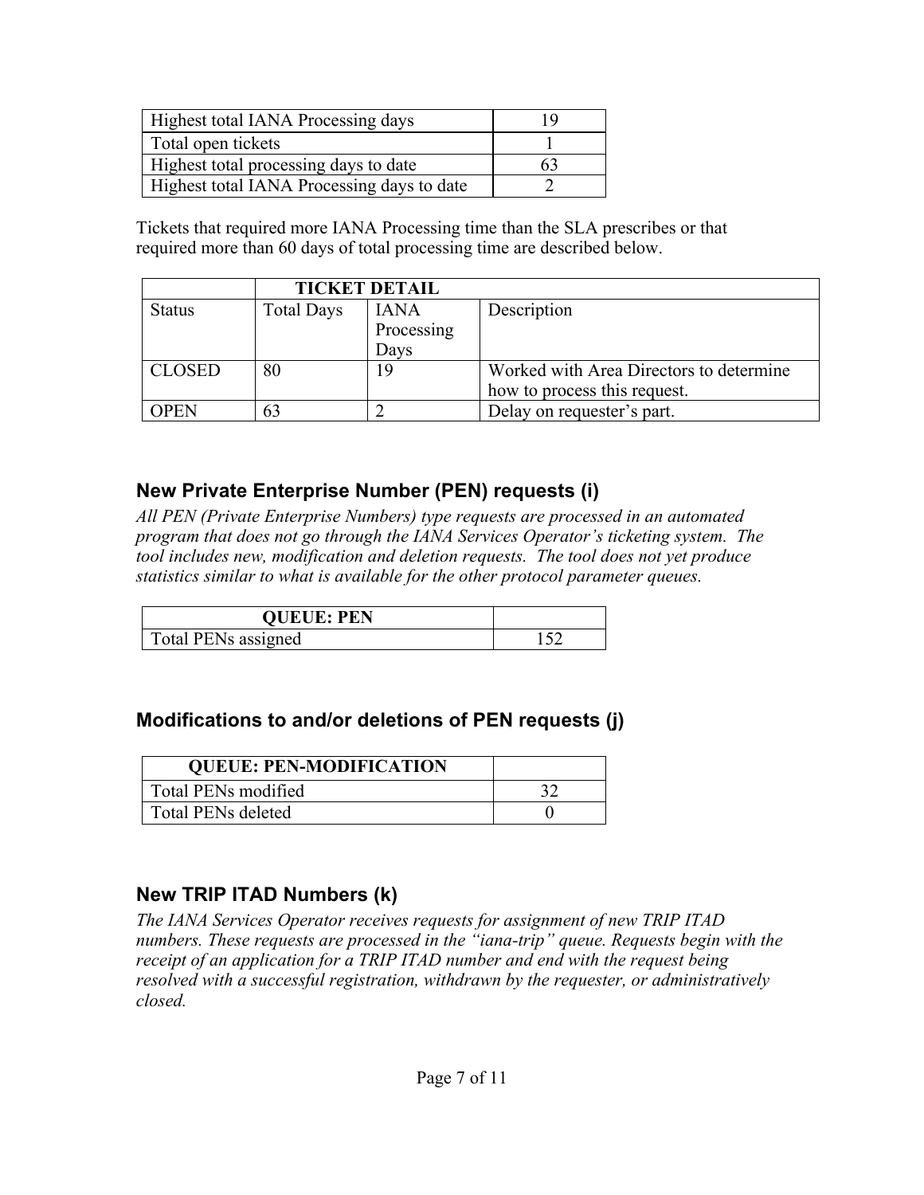| Highest total IANA Processing days | 19 |
|---|---|
| Total open tickets | 1 |
| Highest total processing days to date | 63 |
| Highest total IANA Processing days to date | 2 |

Tickets that required more IANA Processing time than the SLA prescribes or that required more than 60 days of total processing time are described below.

| | TICKET DETAIL | | |
|---|---|---|---|
| Status | Total Days | IANA Processing Days | Description |
| CLOSED | 80 | 19 | Worked with Area Directors to determine how to process this request. |
| OPEN | 63 | 2 | Delay on requester's part. |

## New Private Enterprise Number (PEN) requests (i)

*All PEN (Private Enterprise Numbers) type requests are processed in an automated program that does not go through the IANA Services Operator's ticketing system. The tool includes new, modification and deletion requests. The tool does not yet produce statistics similar to what is available for the other protocol parameter queues.*

| QUEUE: PEN | |
|---|---|
| Total PENs assigned | 152 |

## Modifications to and/or deletions of PEN requests (j)

| QUEUE: PEN-MODIFICATION | |
|---|---|
| Total PENs modified | 32 |
| Total PENs deleted | 0 |

## New TRIP ITAD Numbers (k)

*The IANA Services Operator receives requests for assignment of new TRIP ITAD numbers. These requests are processed in the "iana-trip" queue. Requests begin with the receipt of an application for a TRIP ITAD number and end with the request being resolved with a successful registration, withdrawn by the requester, or administratively closed.*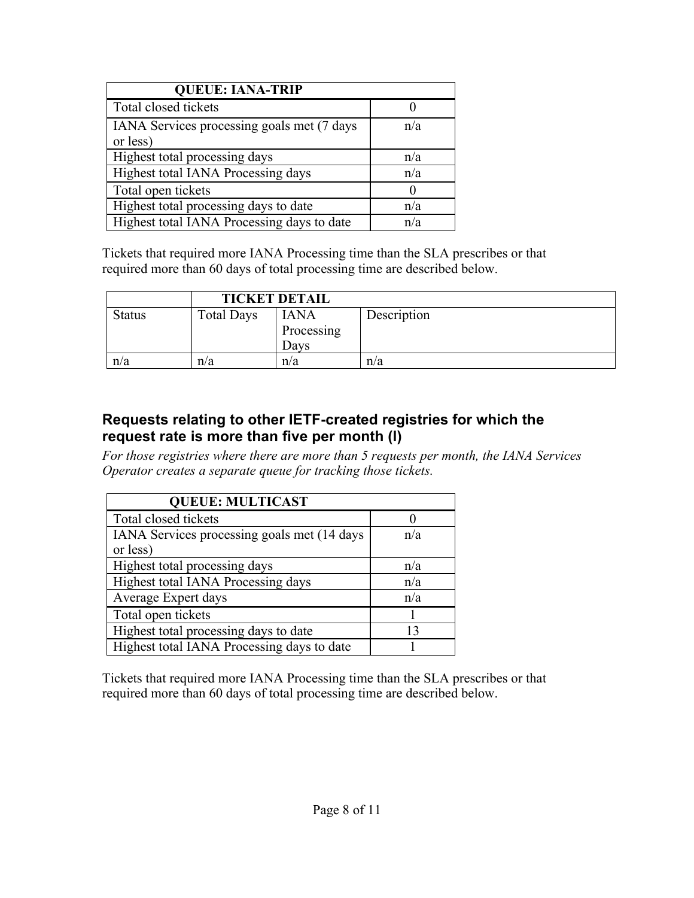| QUEUE: IANA-TRIP | |
|---|---|
| Total closed tickets | 0 |
| IANA Services processing goals met (7 days or less) | n/a |
| Highest total processing days | n/a |
| Highest total IANA Processing days | n/a |
| Total open tickets | 0 |
| Highest total processing days to date | n/a |
| Highest total IANA Processing days to date | n/a |

Tickets that required more IANA Processing time than the SLA prescribes or that required more than 60 days of total processing time are described below.

| | TICKET DETAIL | | |
|---|---|---|---|
| Status | Total Days | IANA Processing Days | Description |
| n/a | n/a | n/a | n/a |

## Requests relating to other IETF-created registries for which the request rate is more than five per month (I)

*For those registries where there are more than 5 requests per month, the IANA Services Operator creates a separate queue for tracking those tickets.*

| QUEUE: MULTICAST | |
|---|---|
| Total closed tickets | 0 |
| IANA Services processing goals met (14 days or less) | n/a |
| Highest total processing days | n/a |
| Highest total IANA Processing days | n/a |
| Average Expert days | n/a |
| Total open tickets | 1 |
| Highest total processing days to date | 13 |
| Highest total IANA Processing days to date | 1 |

Tickets that required more IANA Processing time than the SLA prescribes or that required more than 60 days of total processing time are described below.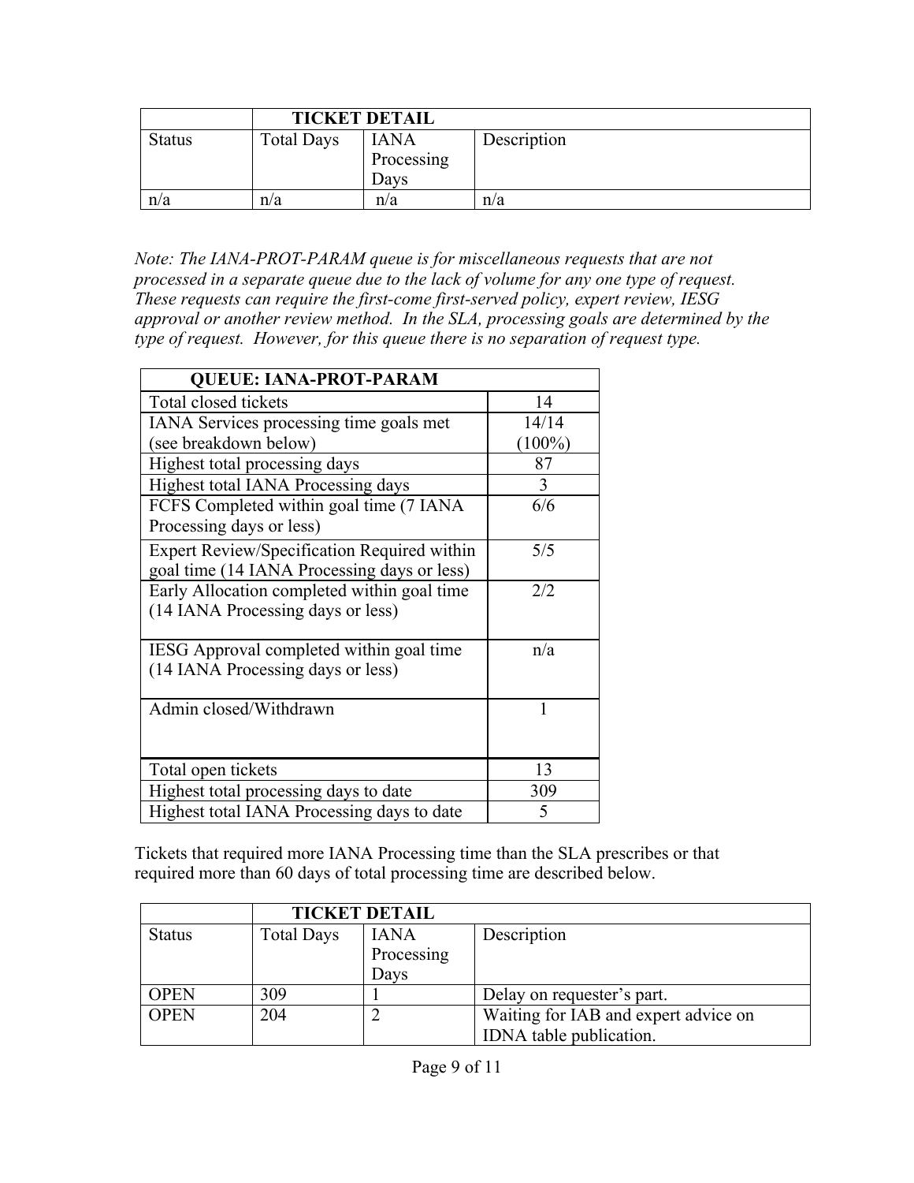| | TICKET DETAIL | | |
|---|---|---|---|
| Status | Total Days | IANA Processing Days | Description |
| n/a | n/a | n/a | n/a |

*Note: The IANA-PROT-PARAM queue is for miscellaneous requests that are not processed in a separate queue due to the lack of volume for any one type of request. These requests can require the first-come first-served policy, expert review, IESG approval or another review method. In the SLA, processing goals are determined by the type of request. However, for this queue there is no separation of request type.*

| QUEUE: IANA-PROT-PARAM | |
|---|---|
| Total closed tickets | 14 |
| IANA Services processing time goals met (see breakdown below) | 14/14 (100%) |
| Highest total processing days | 87 |
| Highest total IANA Processing days | 3 |
| FCFS Completed within goal time (7 IANA Processing days or less) | 6/6 |
| Expert Review/Specification Required within goal time (14 IANA Processing days or less) | 5/5 |
| Early Allocation completed within goal time (14 IANA Processing days or less) | 2/2 |
| IESG Approval completed within goal time (14 IANA Processing days or less) | n/a |
| Admin closed/Withdrawn | 1 |
| Total open tickets | 13 |
| Highest total processing days to date | 309 |
| Highest total IANA Processing days to date | 5 |

Tickets that required more IANA Processing time than the SLA prescribes or that required more than 60 days of total processing time are described below.

| | TICKET DETAIL | | |
|---|---|---|---|
| Status | Total Days | IANA Processing Days | Description |
| OPEN | 309 | 1 | Delay on requester's part. |
| OPEN | 204 | 2 | Waiting for IAB and expert advice on IDNA table publication. |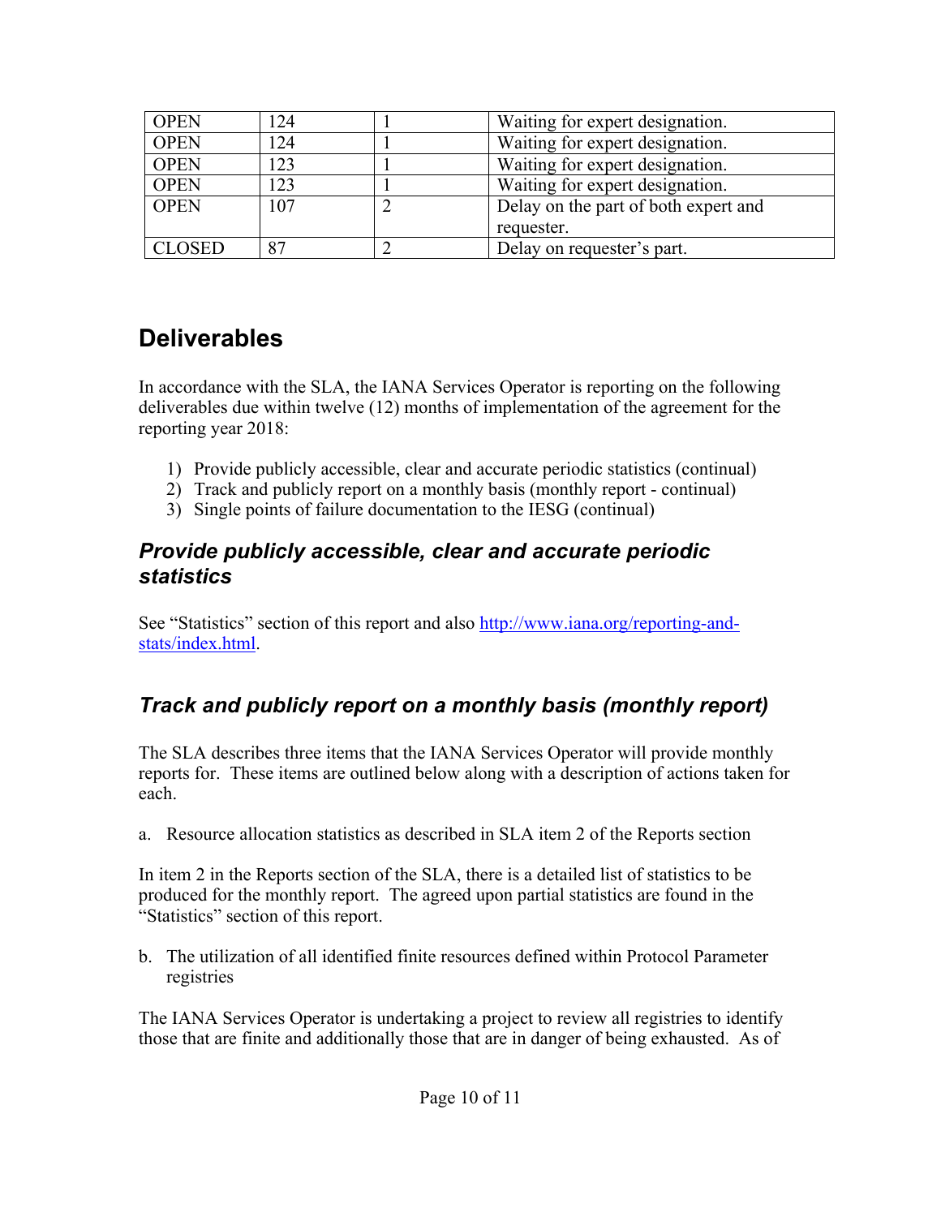| OPEN | 124 | 1 | Waiting for expert designation. |
| --- | --- | --- | --- |
| OPEN | 124 | 1 | Waiting for expert designation. |
| OPEN | 123 | 1 | Waiting for expert designation. |
| OPEN | 123 | 1 | Waiting for expert designation. |
| OPEN | 107 | 2 | Delay on the part of both expert and requester. |
| CLOSED | 87 | 2 | Delay on requester's part. |

## Deliverables

In accordance with the SLA, the IANA Services Operator is reporting on the following deliverables due within twelve (12) months of implementation of the agreement for the reporting year 2018:

1) Provide publicly accessible, clear and accurate periodic statistics (continual)
2) Track and publicly report on a monthly basis (monthly report - continual)
3) Single points of failure documentation to the IESG (continual)

### *Provide publicly accessible, clear and accurate periodic statistics*

See "Statistics" section of this report and also [http://www.iana.org/reporting-and-stats/index.html](http://www.iana.org/reporting-and-stats/index.html).

### *Track and publicly report on a monthly basis (monthly report)*

The SLA describes three items that the IANA Services Operator will provide monthly reports for. These items are outlined below along with a description of actions taken for each.

a. Resource allocation statistics as described in SLA item 2 of the Reports section

In item 2 in the Reports section of the SLA, there is a detailed list of statistics to be produced for the monthly report. The agreed upon partial statistics are found in the "Statistics" section of this report.

b. The utilization of all identified finite resources defined within Protocol Parameter registries

The IANA Services Operator is undertaking a project to review all registries to identify those that are finite and additionally those that are in danger of being exhausted. As of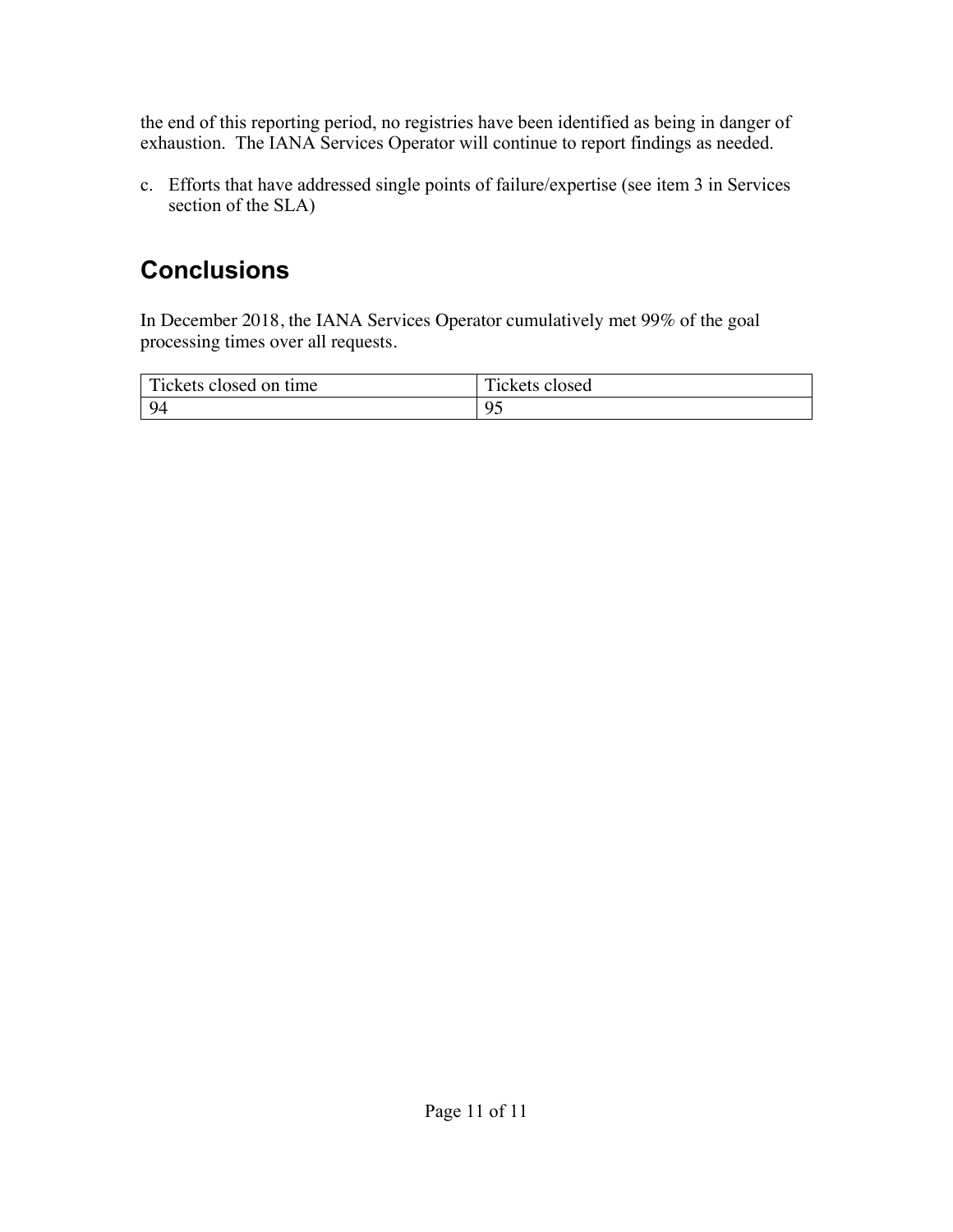the end of this reporting period, no registries have been identified as being in danger of exhaustion. The IANA Services Operator will continue to report findings as needed.

c. Efforts that have addressed single points of failure/expertise (see item 3 in Services section of the SLA)

## Conclusions

In December 2018, the IANA Services Operator cumulatively met 99% of the goal processing times over all requests.

| Tickets closed on time | Tickets closed |
| --- | --- |
| 94 | 95 |